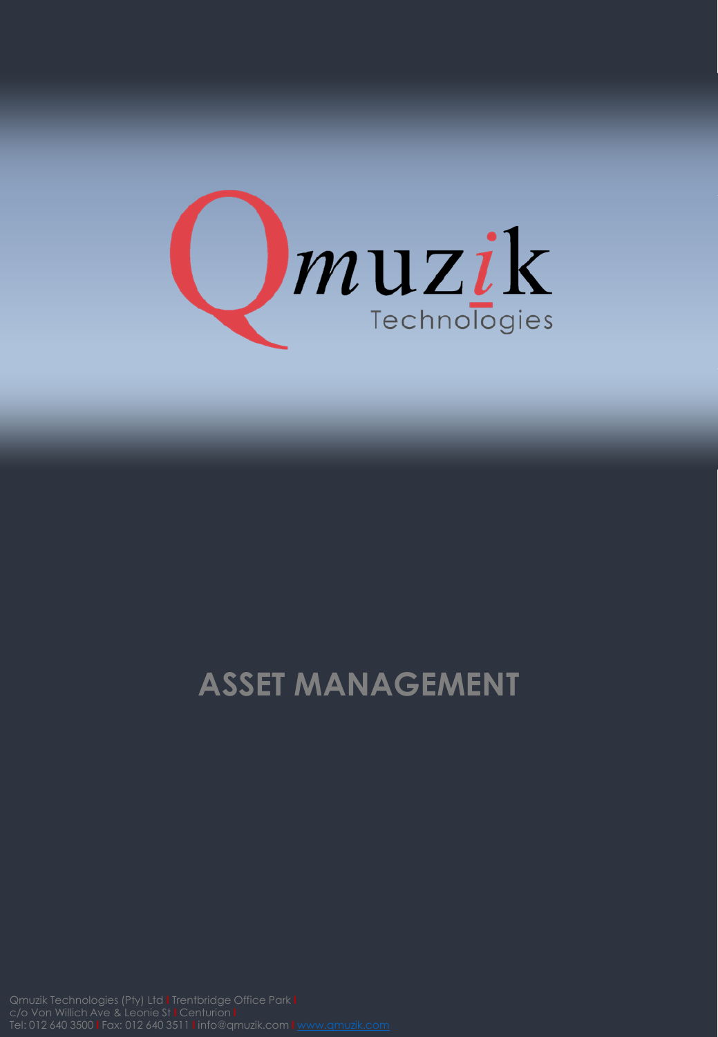Qmuzik Technologies

# ASSET MANAGEMENT

Qmuzik Technologies (Pty) Ltd | Trentbridge Office Park |
c/o Von Willich Ave & Leonie St | Centurion |
Tel: 012 640 3500 | Fax: 012 640 3511 | info@qmuzik.com | www.qmuzik.com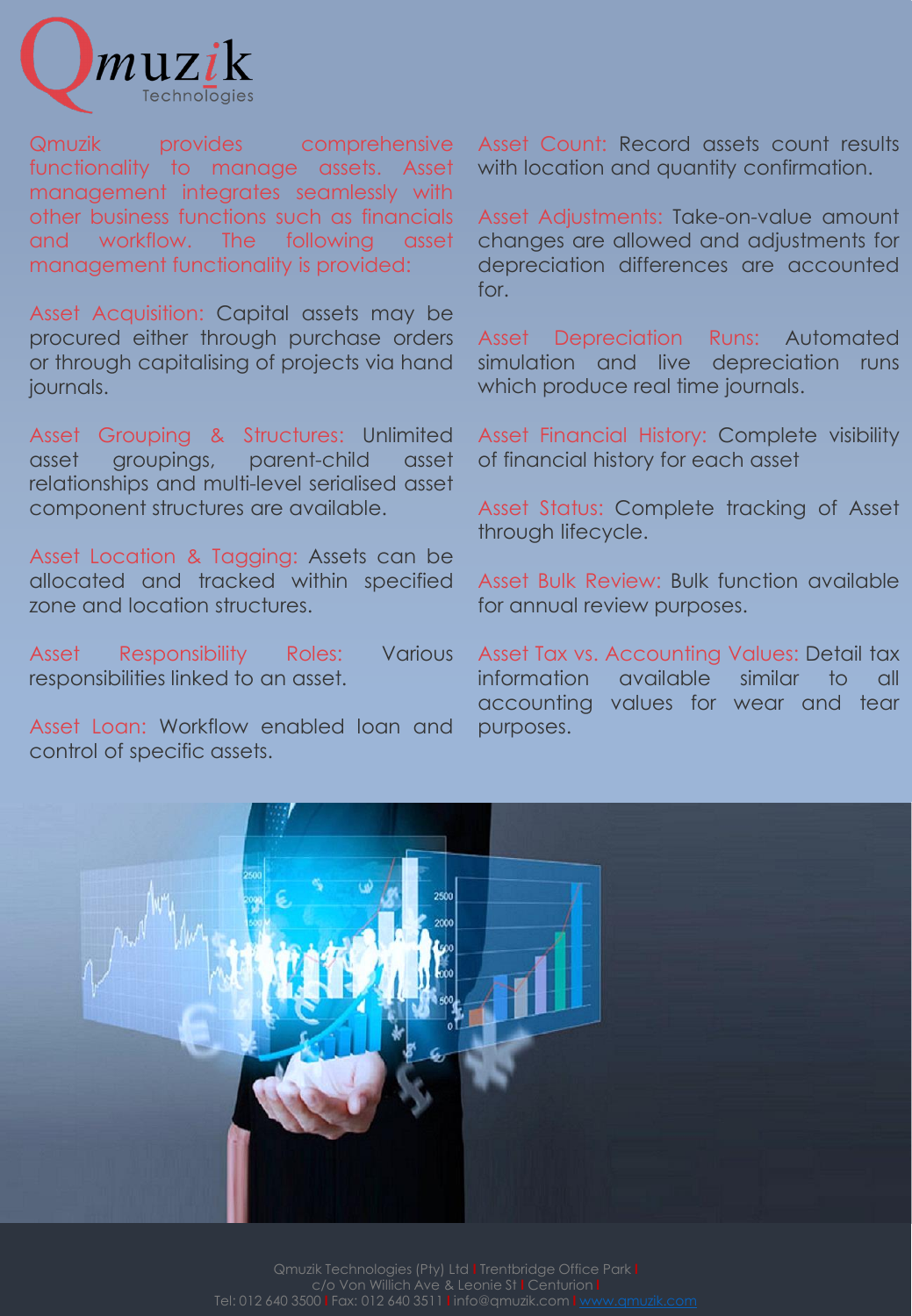Qmuzik provides comprehensive functionality to manage assets. Asset management integrates seamlessly with other business functions such as financials and workflow. The following asset management functionality is provided:

**Asset Acquisition:** Capital assets may be procured either through purchase orders or through capitalising of projects via hand journals.

**Asset Grouping & Structures:** Unlimited asset groupings, parent-child asset relationships and multi-level serialised asset component structures are available.

**Asset Location & Tagging:** Assets can be allocated and tracked within specified zone and location structures.

**Asset Responsibility Roles:** Various responsibilities linked to an asset.

**Asset Loan:** Workflow enabled loan and control of specific assets.

**Asset Count:** Record assets count results with location and quantity confirmation.

**Asset Adjustments:** Take-on-value amount changes are allowed and adjustments for depreciation differences are accounted for.

**Asset Depreciation Runs:** Automated simulation and live depreciation runs which produce real time journals.

**Asset Financial History:** Complete visibility of financial history for each asset

**Asset Status:** Complete tracking of Asset through lifecycle.

**Asset Bulk Review:** Bulk function available for annual review purposes.

**Asset Tax vs. Accounting Values:** Detail tax information available similar to all accounting values for wear and tear purposes.

Qmuzik Technologies (Pty) Ltd | Trentbridge Office Park | c/o Von Willich Ave & Leonie St | Centurion | Tel: 012 640 3500 | Fax: 012 640 3511 | info@qmuzik.com | www.qmuzik.com